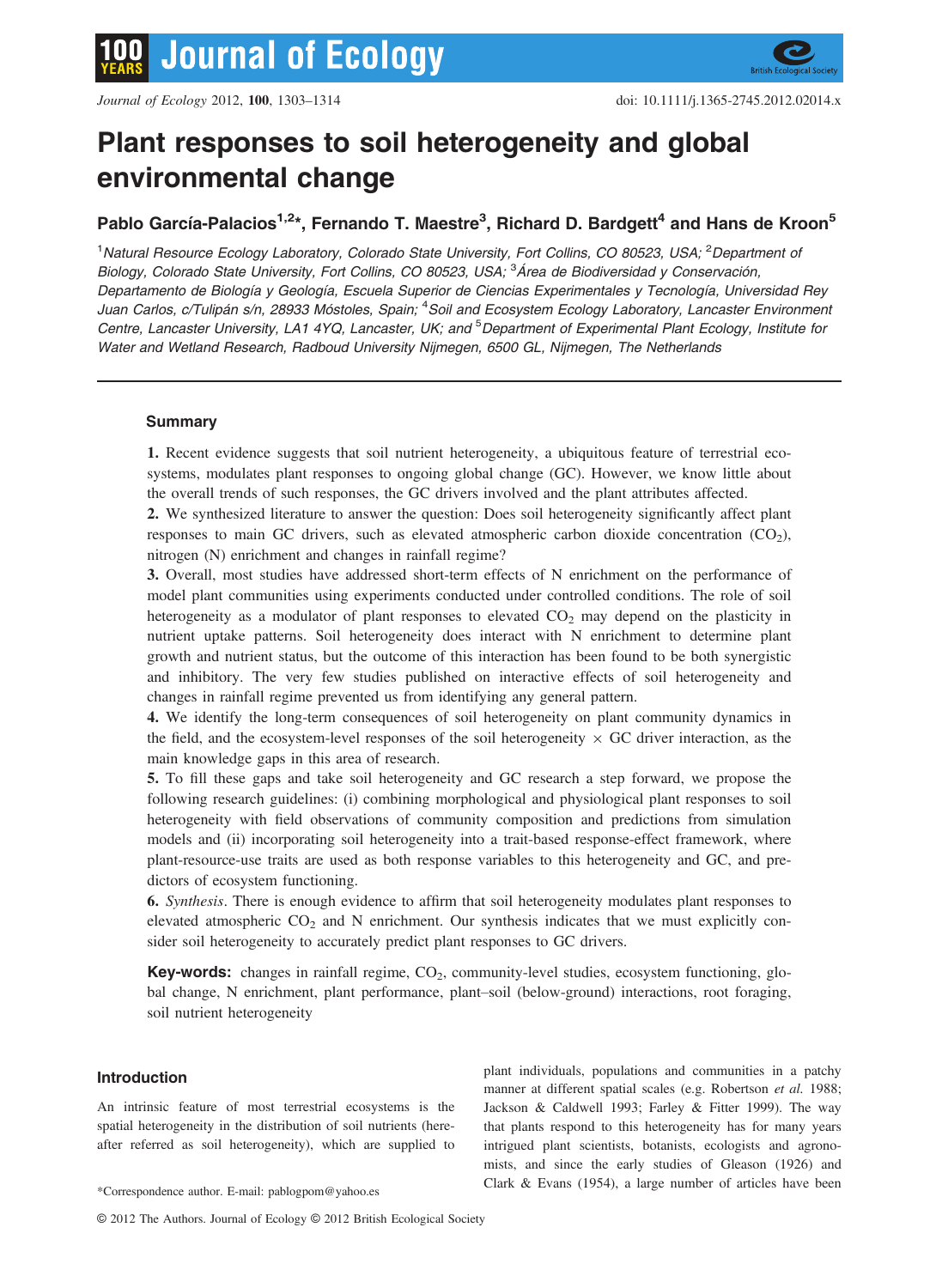# Plant responses to soil heterogeneity and global environmental change

**Pablo García-Palacios[1,2]*, Fernando T. Maestre[3], Richard D. Bardgett[4] and Hans de Kroon[5]**

[1]*Natural Resource Ecology Laboratory, Colorado State University, Fort Collins, CO 80523, USA;* [2]*Department of Biology, Colorado State University, Fort Collins, CO 80523, USA;* [3]*Área de Biodiversidad y Conservación, Departamento de Biología y Geología, Escuela Superior de Ciencias Experimentales y Tecnología, Universidad Rey Juan Carlos, c/Tulipán s/n, 28933 Móstoles, Spain;* [4]*Soil and Ecosystem Ecology Laboratory, Lancaster Environment Centre, Lancaster University, LA1 4YQ, Lancaster, UK; and* [5]*Department of Experimental Plant Ecology, Institute for Water and Wetland Research, Radboud University Nijmegen, 6500 GL, Nijmegen, The Netherlands*

## Summary

**1.** Recent evidence suggests that soil nutrient heterogeneity, a ubiquitous feature of terrestrial ecosystems, modulates plant responses to ongoing global change (GC). However, we know little about the overall trends of such responses, the GC drivers involved and the plant attributes affected.

**2.** We synthesized literature to answer the question: Does soil heterogeneity significantly affect plant responses to main GC drivers, such as elevated atmospheric carbon dioxide concentration ($CO_2$), nitrogen (N) enrichment and changes in rainfall regime?

**3.** Overall, most studies have addressed short-term effects of N enrichment on the performance of model plant communities using experiments conducted under controlled conditions. The role of soil heterogeneity as a modulator of plant responses to elevated $CO_2$ may depend on the plasticity in nutrient uptake patterns. Soil heterogeneity does interact with N enrichment to determine plant growth and nutrient status, but the outcome of this interaction has been found to be both synergistic and inhibitory. The very few studies published on interactive effects of soil heterogeneity and changes in rainfall regime prevented us from identifying any general pattern.

**4.** We identify the long-term consequences of soil heterogeneity on plant community dynamics in the field, and the ecosystem-level responses of the soil heterogeneity × GC driver interaction, as the main knowledge gaps in this area of research.

**5.** To fill these gaps and take soil heterogeneity and GC research a step forward, we propose the following research guidelines: (i) combining morphological and physiological plant responses to soil heterogeneity with field observations of community composition and predictions from simulation models and (ii) incorporating soil heterogeneity into a trait-based response-effect framework, where plant-resource-use traits are used as both response variables to this heterogeneity and GC, and predictors of ecosystem functioning.

**6.** *Synthesis*. There is enough evidence to affirm that soil heterogeneity modulates plant responses to elevated atmospheric $CO_2$ and N enrichment. Our synthesis indicates that we must explicitly consider soil heterogeneity to accurately predict plant responses to GC drivers.

**Key-words:** changes in rainfall regime, $CO_2$, community-level studies, ecosystem functioning, global change, N enrichment, plant performance, plant–soil (below-ground) interactions, root foraging, soil nutrient heterogeneity

## Introduction

An intrinsic feature of most terrestrial ecosystems is the spatial heterogeneity in the distribution of soil nutrients (hereafter referred as soil heterogeneity), which are supplied to plant individuals, populations and communities in a patchy manner at different spatial scales (e.g. Robertson *et al.* 1988; Jackson & Caldwell 1993; Farley & Fitter 1999). The way that plants respond to this heterogeneity has for many years intrigued plant scientists, botanists, ecologists and agronomists, and since the early studies of Gleason (1926) and Clark & Evans (1954), a large number of articles have been

*Correspondence author. E-mail: pablogpom@yahoo.es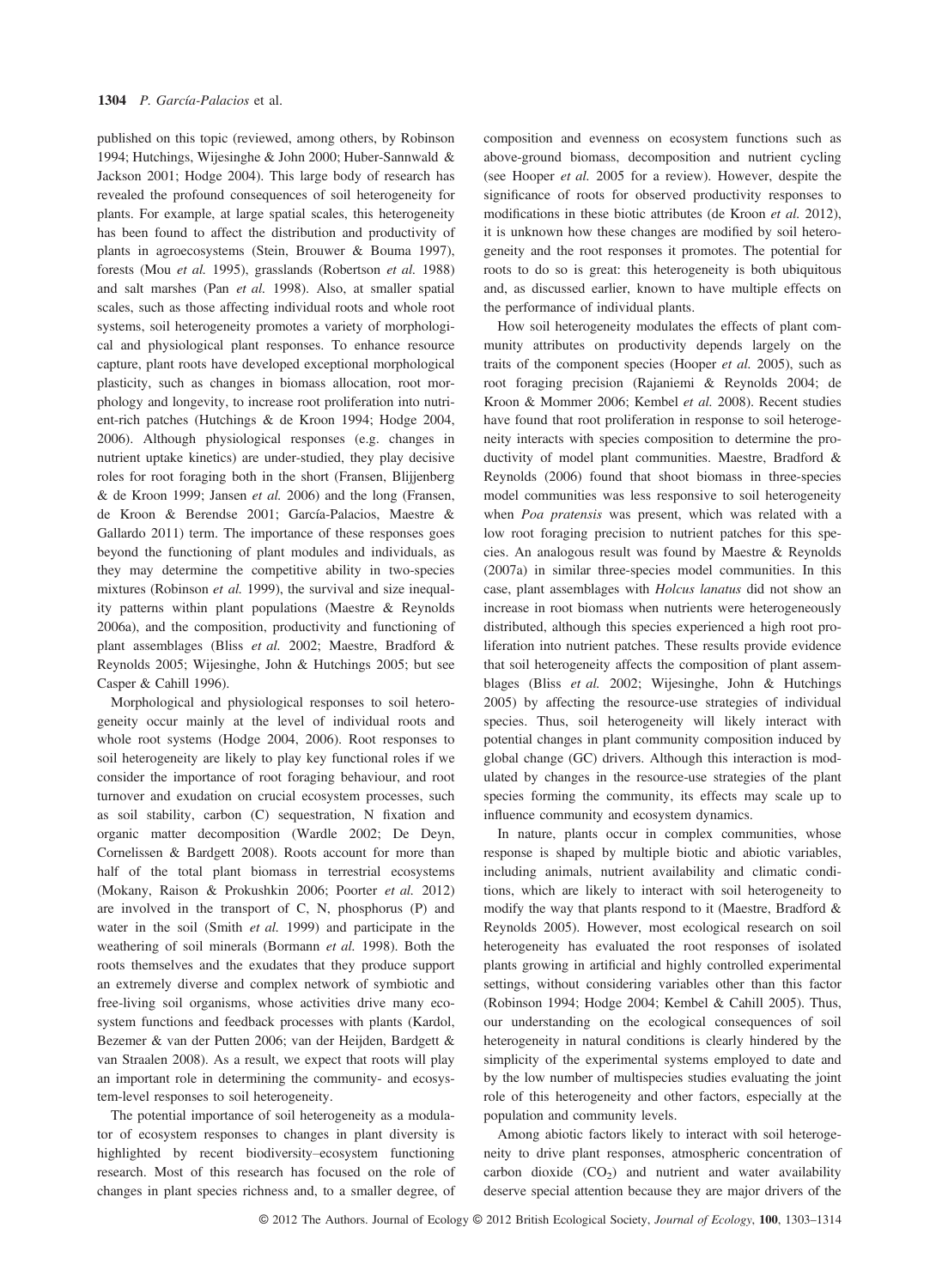published on this topic (reviewed, among others, by Robinson 1994; Hutchings, Wijesinghe & John 2000; Huber-Sannwald & Jackson 2001; Hodge 2004). This large body of research has revealed the profound consequences of soil heterogeneity for plants. For example, at large spatial scales, this heterogeneity has been found to affect the distribution and productivity of plants in agroecosystems (Stein, Brouwer & Bouma 1997), forests (Mou *et al.* 1995), grasslands (Robertson *et al.* 1988) and salt marshes (Pan *et al.* 1998). Also, at smaller spatial scales, such as those affecting individual roots and whole root systems, soil heterogeneity promotes a variety of morphological and physiological plant responses. To enhance resource capture, plant roots have developed exceptional morphological plasticity, such as changes in biomass allocation, root morphology and longevity, to increase root proliferation into nutrient-rich patches (Hutchings & de Kroon 1994; Hodge 2004, 2006). Although physiological responses (e.g. changes in nutrient uptake kinetics) are under-studied, they play decisive roles for root foraging both in the short (Fransen, Blijjenberg & de Kroon 1999; Jansen *et al.* 2006) and the long (Fransen, de Kroon & Berendse 2001; García-Palacios, Maestre & Gallardo 2011) term. The importance of these responses goes beyond the functioning of plant modules and individuals, as they may determine the competitive ability in two-species mixtures (Robinson *et al.* 1999), the survival and size inequality patterns within plant populations (Maestre & Reynolds 2006a), and the composition, productivity and functioning of plant assemblages (Bliss *et al.* 2002; Maestre, Bradford & Reynolds 2005; Wijesinghe, John & Hutchings 2005; but see Casper & Cahill 1996).

Morphological and physiological responses to soil heterogeneity occur mainly at the level of individual roots and whole root systems (Hodge 2004, 2006). Root responses to soil heterogeneity are likely to play key functional roles if we consider the importance of root foraging behaviour, and root turnover and exudation on crucial ecosystem processes, such as soil stability, carbon (C) sequestration, N fixation and organic matter decomposition (Wardle 2002; De Deyn, Cornelissen & Bardgett 2008). Roots account for more than half of the total plant biomass in terrestrial ecosystems (Mokany, Raison & Prokushkin 2006; Poorter *et al.* 2012) are involved in the transport of C, N, phosphorus (P) and water in the soil (Smith *et al.* 1999) and participate in the weathering of soil minerals (Bormann *et al.* 1998). Both the roots themselves and the exudates that they produce support an extremely diverse and complex network of symbiotic and free-living soil organisms, whose activities drive many ecosystem functions and feedback processes with plants (Kardol, Bezemer & van der Putten 2006; van der Heijden, Bardgett & van Straalen 2008). As a result, we expect that roots will play an important role in determining the community- and ecosystem-level responses to soil heterogeneity.

The potential importance of soil heterogeneity as a modulator of ecosystem responses to changes in plant diversity is highlighted by recent biodiversity–ecosystem functioning research. Most of this research has focused on the role of changes in plant species richness and, to a smaller degree, of composition and evenness on ecosystem functions such as above-ground biomass, decomposition and nutrient cycling (see Hooper *et al.* 2005 for a review). However, despite the significance of roots for observed productivity responses to modifications in these biotic attributes (de Kroon *et al.* 2012), it is unknown how these changes are modified by soil heterogeneity and the root responses it promotes. The potential for roots to do so is great: this heterogeneity is both ubiquitous and, as discussed earlier, known to have multiple effects on the performance of individual plants.

How soil heterogeneity modulates the effects of plant community attributes on productivity depends largely on the traits of the component species (Hooper *et al.* 2005), such as root foraging precision (Rajaniemi & Reynolds 2004; de Kroon & Mommer 2006; Kembel *et al.* 2008). Recent studies have found that root proliferation in response to soil heterogeneity interacts with species composition to determine the productivity of model plant communities. Maestre, Bradford & Reynolds (2006) found that shoot biomass in three-species model communities was less responsive to soil heterogeneity when *Poa pratensis* was present, which was related with a low root foraging precision to nutrient patches for this species. An analogous result was found by Maestre & Reynolds (2007a) in similar three-species model communities. In this case, plant assemblages with *Holcus lanatus* did not show an increase in root biomass when nutrients were heterogeneously distributed, although this species experienced a high root proliferation into nutrient patches. These results provide evidence that soil heterogeneity affects the composition of plant assemblages (Bliss *et al.* 2002; Wijesinghe, John & Hutchings 2005) by affecting the resource-use strategies of individual species. Thus, soil heterogeneity will likely interact with potential changes in plant community composition induced by global change (GC) drivers. Although this interaction is modulated by changes in the resource-use strategies of the plant species forming the community, its effects may scale up to influence community and ecosystem dynamics.

In nature, plants occur in complex communities, whose response is shaped by multiple biotic and abiotic variables, including animals, nutrient availability and climatic conditions, which are likely to interact with soil heterogeneity to modify the way that plants respond to it (Maestre, Bradford & Reynolds 2005). However, most ecological research on soil heterogeneity has evaluated the root responses of isolated plants growing in artificial and highly controlled experimental settings, without considering variables other than this factor (Robinson 1994; Hodge 2004; Kembel & Cahill 2005). Thus, our understanding on the ecological consequences of soil heterogeneity in natural conditions is clearly hindered by the simplicity of the experimental systems employed to date and by the low number of multispecies studies evaluating the joint role of this heterogeneity and other factors, especially at the population and community levels.

Among abiotic factors likely to interact with soil heterogeneity to drive plant responses, atmospheric concentration of carbon dioxide ($CO_2$) and nutrient and water availability deserve special attention because they are major drivers of the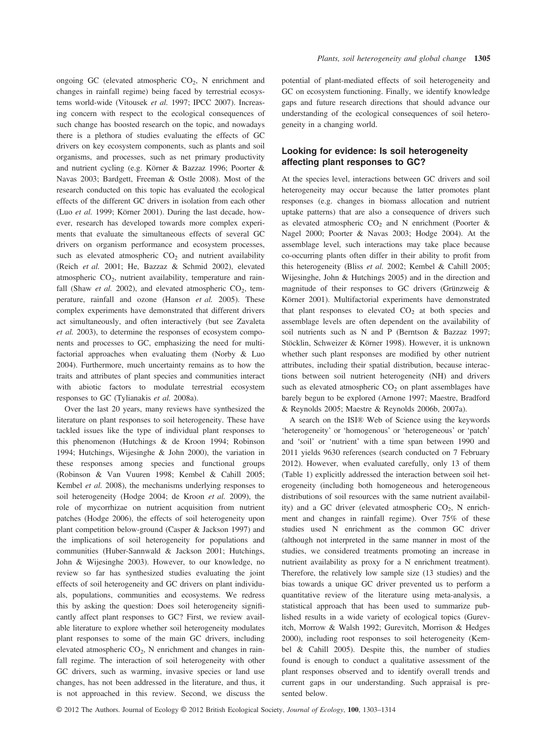ongoing GC (elevated atmospheric $CO_2$, N enrichment and changes in rainfall regime) being faced by terrestrial ecosystems world-wide (Vitousek *et al.* 1997; IPCC 2007). Increasing concern with respect to the ecological consequences of such change has boosted research on the topic, and nowadays there is a plethora of studies evaluating the effects of GC drivers on key ecosystem components, such as plants and soil organisms, and processes, such as net primary productivity and nutrient cycling (e.g. Körner & Bazzaz 1996; Poorter & Navas 2003; Bardgett, Freeman & Ostle 2008). Most of the research conducted on this topic has evaluated the ecological effects of the different GC drivers in isolation from each other (Luo *et al.* 1999; Körner 2001). During the last decade, however, research has developed towards more complex experiments that evaluate the simultaneous effects of several GC drivers on organism performance and ecosystem processes, such as elevated atmospheric $CO_2$ and nutrient availability (Reich *et al.* 2001; He, Bazzaz & Schmid 2002), elevated atmospheric $CO_2$, nutrient availability, temperature and rainfall (Shaw *et al.* 2002), and elevated atmospheric $CO_2$, temperature, rainfall and ozone (Hanson *et al.* 2005). These complex experiments have demonstrated that different drivers act simultaneously, and often interactively (but see Zavaleta *et al.* 2003), to determine the responses of ecosystem components and processes to GC, emphasizing the need for multifactorial approaches when evaluating them (Norby & Luo 2004). Furthermore, much uncertainty remains as to how the traits and attributes of plant species and communities interact with abiotic factors to modulate terrestrial ecosystem responses to GC (Tylianakis *et al.* 2008a).

Over the last 20 years, many reviews have synthesized the literature on plant responses to soil heterogeneity. These have tackled issues like the type of individual plant responses to this phenomenon (Hutchings & de Kroon 1994; Robinson 1994; Hutchings, Wijesinghe & John 2000), the variation in these responses among species and functional groups (Robinson & Van Vuuren 1998; Kembel & Cahill 2005; Kembel *et al.* 2008), the mechanisms underlying responses to soil heterogeneity (Hodge 2004; de Kroon *et al.* 2009), the role of mycorrhizae on nutrient acquisition from nutrient patches (Hodge 2006), the effects of soil heterogeneity upon plant competition below-ground (Casper & Jackson 1997) and the implications of soil heterogeneity for populations and communities (Huber-Sannwald & Jackson 2001; Hutchings, John & Wijesinghe 2003). However, to our knowledge, no review so far has synthesized studies evaluating the joint effects of soil heterogeneity and GC drivers on plant individuals, populations, communities and ecosystems. We redress this by asking the question: Does soil heterogeneity significantly affect plant responses to GC? First, we review available literature to explore whether soil heterogeneity modulates plant responses to some of the main GC drivers, including elevated atmospheric $CO_2$, N enrichment and changes in rainfall regime. The interaction of soil heterogeneity with other GC drivers, such as warming, invasive species or land use changes, has not been addressed in the literature, and thus, it is not approached in this review. Second, we discuss the potential of plant-mediated effects of soil heterogeneity and GC on ecosystem functioning. Finally, we identify knowledge gaps and future research directions that should advance our understanding of the ecological consequences of soil heterogeneity in a changing world.

## Looking for evidence: Is soil heterogeneity affecting plant responses to GC?

At the species level, interactions between GC drivers and soil heterogeneity may occur because the latter promotes plant responses (e.g. changes in biomass allocation and nutrient uptake patterns) that are also a consequence of drivers such as elevated atmospheric $CO_2$ and N enrichment (Poorter & Nagel 2000; Poorter & Navas 2003; Hodge 2004). At the assemblage level, such interactions may take place because co-occurring plants often differ in their ability to profit from this heterogeneity (Bliss *et al.* 2002; Kembel & Cahill 2005; Wijesinghe, John & Hutchings 2005) and in the direction and magnitude of their responses to GC drivers (Grünzweig & Körner 2001). Multifactorial experiments have demonstrated that plant responses to elevated $CO_2$ at both species and assemblage levels are often dependent on the availability of soil nutrients such as N and P (Berntson & Bazzaz 1997; Stöcklin, Schweizer & Körner 1998). However, it is unknown whether such plant responses are modified by other nutrient attributes, including their spatial distribution, because interactions between soil nutrient heterogeneity (NH) and drivers such as elevated atmospheric $CO_2$ on plant assemblages have barely begun to be explored (Arnone 1997; Maestre, Bradford & Reynolds 2005; Maestre & Reynolds 2006b, 2007a).

A search on the ISI® Web of Science using the keywords 'heterogeneity' or 'homogenous' or 'heterogeneous' or 'patch' and 'soil' or 'nutrient' with a time span between 1990 and 2011 yields 9630 references (search conducted on 7 February 2012). However, when evaluated carefully, only 13 of them (Table 1) explicitly addressed the interaction between soil heterogeneity (including both homogeneous and heterogeneous distributions of soil resources with the same nutrient availability) and a GC driver (elevated atmospheric $CO_2$, N enrichment and changes in rainfall regime). Over 75% of these studies used N enrichment as the common GC driver (although not interpreted in the same manner in most of the studies, we considered treatments promoting an increase in nutrient availability as proxy for a N enrichment treatment). Therefore, the relatively low sample size (13 studies) and the bias towards a unique GC driver prevented us to perform a quantitative review of the literature using meta-analysis, a statistical approach that has been used to summarize published results in a wide variety of ecological topics (Gurevitch, Morrow & Walsh 1992; Gurevitch, Morrison & Hedges 2000), including root responses to soil heterogeneity (Kembel & Cahill 2005). Despite this, the number of studies found is enough to conduct a qualitative assessment of the plant responses observed and to identify overall trends and current gaps in our understanding. Such appraisal is presented below.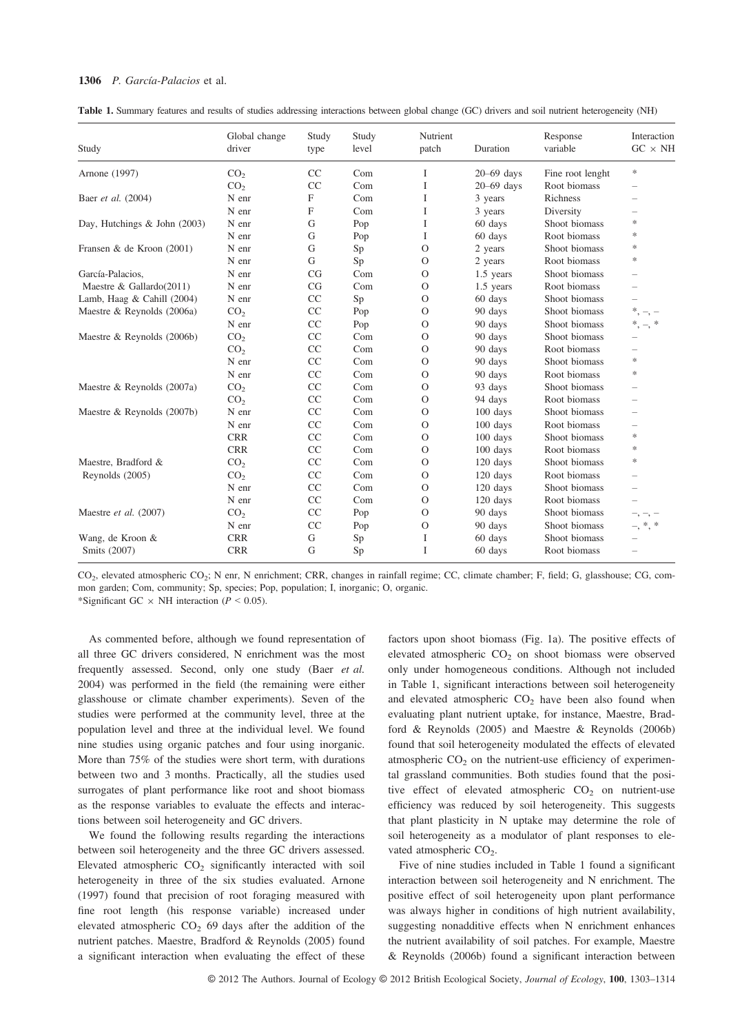**Table 1.** Summary features and results of studies addressing interactions between global change (GC) drivers and soil nutrient heterogeneity (NH)

| Study | Global change driver | Study type | Study level | Nutrient patch | Duration | Response variable | Interaction GC × NH |
|---|---|---|---|---|---|---|---|
| Arnone (1997) | $CO_2$ | CC | Com | I | 20–69 days | Fine root lenght | * |
| | $CO_2$ | CC | Com | I | 20–69 days | Root biomass | – |
| Baer *et al.* (2004) | N enr | F | Com | I | 3 years | Richness | – |
| | N enr | F | Com | I | 3 years | Diversity | – |
| Day, Hutchings & John (2003) | N enr | G | Pop | I | 60 days | Shoot biomass | * |
| | N enr | G | Pop | I | 60 days | Root biomass | * |
| Fransen & de Kroon (2001) | N enr | G | Sp | O | 2 years | Shoot biomass | * |
| | N enr | G | Sp | O | 2 years | Root biomass | * |
| García-Palacios, Maestre & Gallardo(2011) | N enr | CG | Com | O | 1.5 years | Shoot biomass | – |
| | N enr | CG | Com | O | 1.5 years | Root biomass | – |
| Lamb, Haag & Cahill (2004) | N enr | CC | Sp | O | 60 days | Shoot biomass | – |
| Maestre & Reynolds (2006a) | $CO_2$ | CC | Pop | O | 90 days | Shoot biomass | *, –, – |
| | N enr | CC | Pop | O | 90 days | Shoot biomass | *, –, * |
| Maestre & Reynolds (2006b) | $CO_2$ | CC | Com | O | 90 days | Shoot biomass | – |
| | $CO_2$ | CC | Com | O | 90 days | Root biomass | – |
| | N enr | CC | Com | O | 90 days | Shoot biomass | * |
| | N enr | CC | Com | O | 90 days | Root biomass | * |
| Maestre & Reynolds (2007a) | $CO_2$ | CC | Com | O | 93 days | Shoot biomass | – |
| | $CO_2$ | CC | Com | O | 94 days | Root biomass | – |
| Maestre & Reynolds (2007b) | N enr | CC | Com | O | 100 days | Shoot biomass | – |
| | N enr | CC | Com | O | 100 days | Root biomass | – |
| | CRR | CC | Com | O | 100 days | Shoot biomass | * |
| | CRR | CC | Com | O | 100 days | Root biomass | * |
| Maestre, Bradford & Reynolds (2005) | $CO_2$ | CC | Com | O | 120 days | Shoot biomass | * |
| | $CO_2$ | CC | Com | O | 120 days | Root biomass | – |
| | N enr | CC | Com | O | 120 days | Shoot biomass | – |
| | N enr | CC | Com | O | 120 days | Root biomass | – |
| Maestre *et al.* (2007) | $CO_2$ | CC | Pop | O | 90 days | Shoot biomass | –, –, – |
| | N enr | CC | Pop | O | 90 days | Shoot biomass | –, *, * |
| Wang, de Kroon & Smits (2007) | CRR | G | Sp | I | 60 days | Shoot biomass | – |
| | CRR | G | Sp | I | 60 days | Root biomass | – |

$CO_2$, elevated atmospheric $CO_2$; N enr, N enrichment; CRR, changes in rainfall regime; CC, climate chamber; F, field; G, glasshouse; CG, common garden; Com, community; Sp, species; Pop, population; I, inorganic; O, organic.
*Significant GC × NH interaction ($P < 0.05$).

As commented before, although we found representation of all three GC drivers considered, N enrichment was the most frequently assessed. Second, only one study (Baer *et al.* 2004) was performed in the field (the remaining were either glasshouse or climate chamber experiments). Seven of the studies were performed at the community level, three at the population level and three at the individual level. We found nine studies using organic patches and four using inorganic. More than 75% of the studies were short term, with durations between two and 3 months. Practically, all the studies used surrogates of plant performance like root and shoot biomass as the response variables to evaluate the effects and interactions between soil heterogeneity and GC drivers.

We found the following results regarding the interactions between soil heterogeneity and the three GC drivers assessed. Elevated atmospheric $CO_2$ significantly interacted with soil heterogeneity in three of the six studies evaluated. Arnone (1997) found that precision of root foraging measured with fine root length (his response variable) increased under elevated atmospheric $CO_2$ 69 days after the addition of the nutrient patches. Maestre, Bradford & Reynolds (2005) found a significant interaction when evaluating the effect of these factors upon shoot biomass (Fig. 1a). The positive effects of elevated atmospheric $CO_2$ on shoot biomass were observed only under homogeneous conditions. Although not included in Table 1, significant interactions between soil heterogeneity and elevated atmospheric $CO_2$ have been also found when evaluating plant nutrient uptake, for instance, Maestre, Bradford & Reynolds (2005) and Maestre & Reynolds (2006b) found that soil heterogeneity modulated the effects of elevated atmospheric $CO_2$ on the nutrient-use efficiency of experimental grassland communities. Both studies found that the positive effect of elevated atmospheric $CO_2$ on nutrient-use efficiency was reduced by soil heterogeneity. This suggests that plant plasticity in N uptake may determine the role of soil heterogeneity as a modulator of plant responses to elevated atmospheric $CO_2$.

Five of nine studies included in Table 1 found a significant interaction between soil heterogeneity and N enrichment. The positive effect of soil heterogeneity upon plant performance was always higher in conditions of high nutrient availability, suggesting nonadditive effects when N enrichment enhances the nutrient availability of soil patches. For example, Maestre & Reynolds (2006b) found a significant interaction between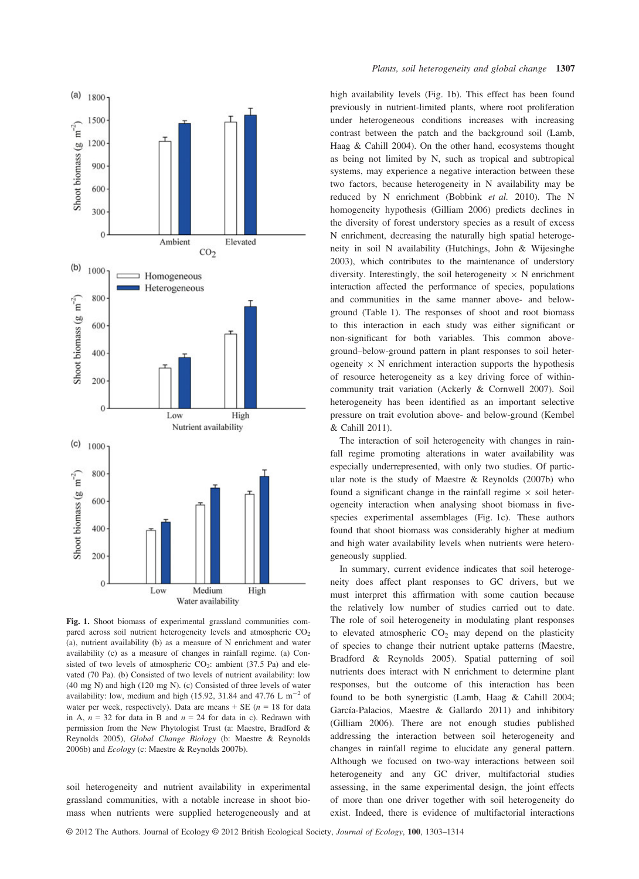**Fig. 1.** Shoot biomass of experimental grassland communities compared across soil nutrient heterogeneity levels and atmospheric $CO_2$ (a), nutrient availability (b) as a measure of N enrichment and water availability (c) as a measure of changes in rainfall regime. (a) Consisted of two levels of atmospheric $CO_2$: ambient (37.5 Pa) and elevated (70 Pa). (b) Consisted of two levels of nutrient availability: low (40 mg N) and high (120 mg N). (c) Consisted of three levels of water availability: low, medium and high (15.92, 31.84 and 47.76 L $m^{-2}$ of water per week, respectively). Data are means + SE ($n$ = 18 for data in A, $n$ = 32 for data in B and $n$ = 24 for data in c). Redrawn with permission from the New Phytologist Trust (a: Maestre, Bradford & Reynolds 2005), *Global Change Biology* (b: Maestre & Reynolds 2006b) and *Ecology* (c: Maestre & Reynolds 2007b).

soil heterogeneity and nutrient availability in experimental grassland communities, with a notable increase in shoot biomass when nutrients were supplied heterogeneously and at high availability levels (Fig. 1b). This effect has been found previously in nutrient-limited plants, where root proliferation under heterogeneous conditions increases with increasing contrast between the patch and the background soil (Lamb, Haag & Cahill 2004). On the other hand, ecosystems thought as being not limited by N, such as tropical and subtropical systems, may experience a negative interaction between these two factors, because heterogeneity in N availability may be reduced by N enrichment (Bobbink *et al.* 2010). The N homogeneity hypothesis (Gilliam 2006) predicts declines in the diversity of forest understory species as a result of excess N enrichment, decreasing the naturally high spatial heterogeneity in soil N availability (Hutchings, John & Wijesinghe 2003), which contributes to the maintenance of understory diversity. Interestingly, the soil heterogeneity × N enrichment interaction affected the performance of species, populations and communities in the same manner above- and below-ground (Table 1). The responses of shoot and root biomass to this interaction in each study was either significant or non-significant for both variables. This common above-ground–below-ground pattern in plant responses to soil heterogeneity × N enrichment interaction supports the hypothesis of resource heterogeneity as a key driving force of within-community trait variation (Ackerly & Cornwell 2007). Soil heterogeneity has been identified as an important selective pressure on trait evolution above- and below-ground (Kembel & Cahill 2011).

The interaction of soil heterogeneity with changes in rainfall regime promoting alterations in water availability was especially underrepresented, with only two studies. Of particular note is the study of Maestre & Reynolds (2007b) who found a significant change in the rainfall regime × soil heterogeneity interaction when analysing shoot biomass in five-species experimental assemblages (Fig. 1c). These authors found that shoot biomass was considerably higher at medium and high water availability levels when nutrients were heterogeneously supplied.

In summary, current evidence indicates that soil heterogeneity does affect plant responses to GC drivers, but we must interpret this affirmation with some caution because the relatively low number of studies carried out to date. The role of soil heterogeneity in modulating plant responses to elevated atmospheric $CO_2$ may depend on the plasticity of species to change their nutrient uptake patterns (Maestre, Bradford & Reynolds 2005). Spatial patterning of soil nutrients does interact with N enrichment to determine plant responses, but the outcome of this interaction has been found to be both synergistic (Lamb, Haag & Cahill 2004; García-Palacios, Maestre & Gallardo 2011) and inhibitory (Gilliam 2006). There are not enough studies published addressing the interaction between soil heterogeneity and changes in rainfall regime to elucidate any general pattern. Although we focused on two-way interactions between soil heterogeneity and any GC driver, multifactorial studies assessing, in the same experimental design, the joint effects of more than one driver together with soil heterogeneity do exist. Indeed, there is evidence of multifactorial interactions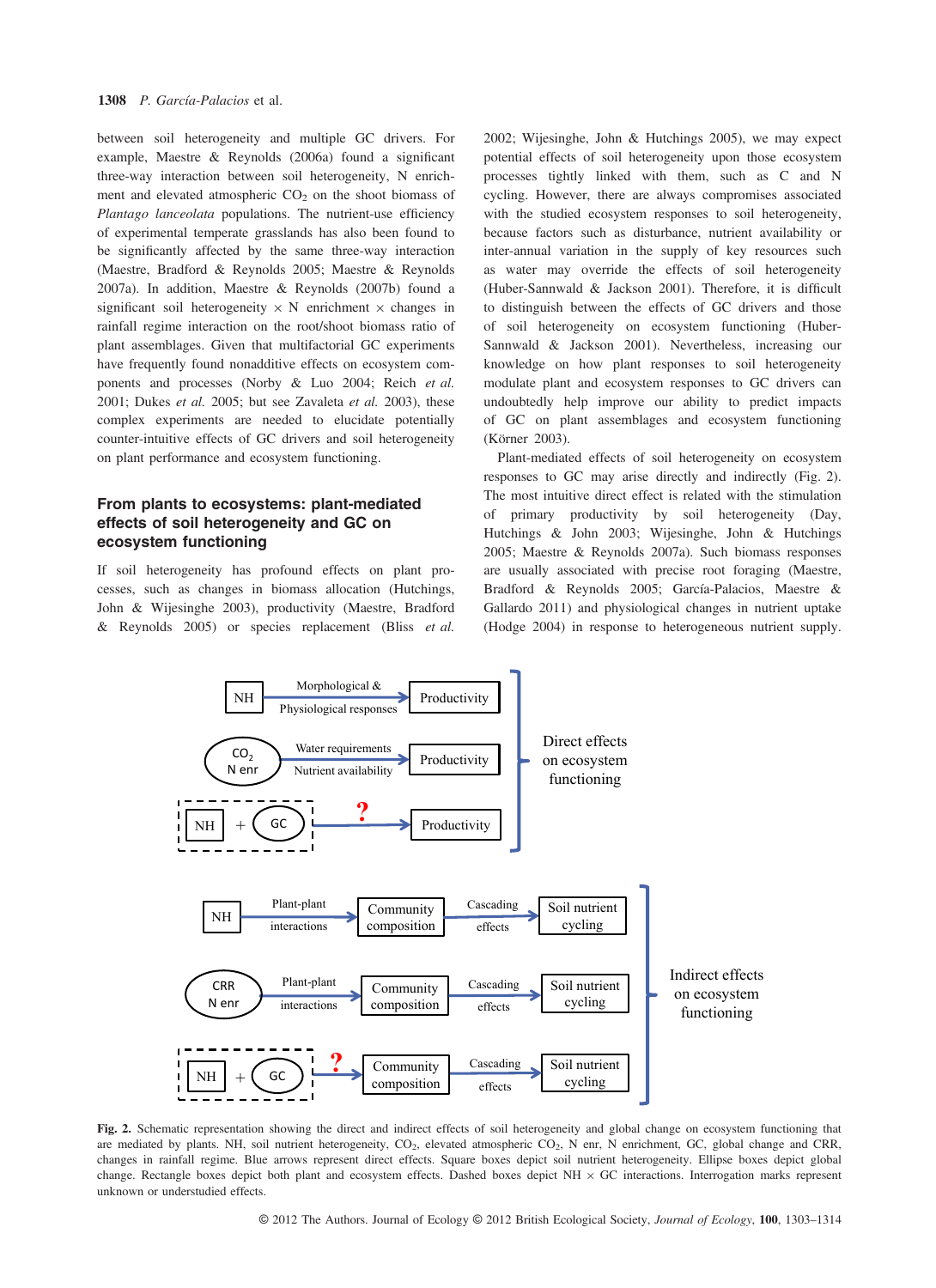between soil heterogeneity and multiple GC drivers. For example, Maestre & Reynolds (2006a) found a significant three-way interaction between soil heterogeneity, N enrichment and elevated atmospheric $CO_2$ on the shoot biomass of *Plantago lanceolata* populations. The nutrient-use efficiency of experimental temperate grasslands has also been found to be significantly affected by the same three-way interaction (Maestre, Bradford & Reynolds 2005; Maestre & Reynolds 2007a). In addition, Maestre & Reynolds (2007b) found a significant soil heterogeneity × N enrichment × changes in rainfall regime interaction on the root/shoot biomass ratio of plant assemblages. Given that multifactorial GC experiments have frequently found nonadditive effects on ecosystem components and processes (Norby & Luo 2004; Reich *et al.* 2001; Dukes *et al.* 2005; but see Zavaleta *et al.* 2003), these complex experiments are needed to elucidate potentially counter-intuitive effects of GC drivers and soil heterogeneity on plant performance and ecosystem functioning.

## From plants to ecosystems: plant-mediated effects of soil heterogeneity and GC on ecosystem functioning

If soil heterogeneity has profound effects on plant processes, such as changes in biomass allocation (Hutchings, John & Wijesinghe 2003), productivity (Maestre, Bradford & Reynolds 2005) or species replacement (Bliss *et al.* 2002; Wijesinghe, John & Hutchings 2005), we may expect potential effects of soil heterogeneity upon those ecosystem processes tightly linked with them, such as C and N cycling. However, there are always compromises associated with the studied ecosystem responses to soil heterogeneity, because factors such as disturbance, nutrient availability or inter-annual variation in the supply of key resources such as water may override the effects of soil heterogeneity (Huber-Sannwald & Jackson 2001). Therefore, it is difficult to distinguish between the effects of GC drivers and those of soil heterogeneity on ecosystem functioning (Huber-Sannwald & Jackson 2001). Nevertheless, increasing our knowledge on how plant responses to soil heterogeneity modulate plant and ecosystem responses to GC drivers can undoubtedly help improve our ability to predict impacts of GC on plant assemblages and ecosystem functioning (Körner 2003).

Plant-mediated effects of soil heterogeneity on ecosystem responses to GC may arise directly and indirectly (Fig. 2). The most intuitive direct effect is related with the stimulation of primary productivity by soil heterogeneity (Day, Hutchings & John 2003; Wijesinghe, John & Hutchings 2005; Maestre & Reynolds 2007a). Such biomass responses are usually associated with precise root foraging (Maestre, Bradford & Reynolds 2005; García-Palacios, Maestre & Gallardo 2011) and physiological changes in nutrient uptake (Hodge 2004) in response to heterogeneous nutrient supply.

**Fig. 2.** Schematic representation showing the direct and indirect effects of soil heterogeneity and global change on ecosystem functioning that are mediated by plants. NH, soil nutrient heterogeneity, $CO_2$, elevated atmospheric $CO_2$, N enr, N enrichment, GC, global change and CRR, changes in rainfall regime. Blue arrows represent direct effects. Square boxes depict soil nutrient heterogeneity. Ellipse boxes depict global change. Rectangle boxes depict both plant and ecosystem effects. Dashed boxes depict NH × GC interactions. Interrogation marks represent unknown or understudied effects.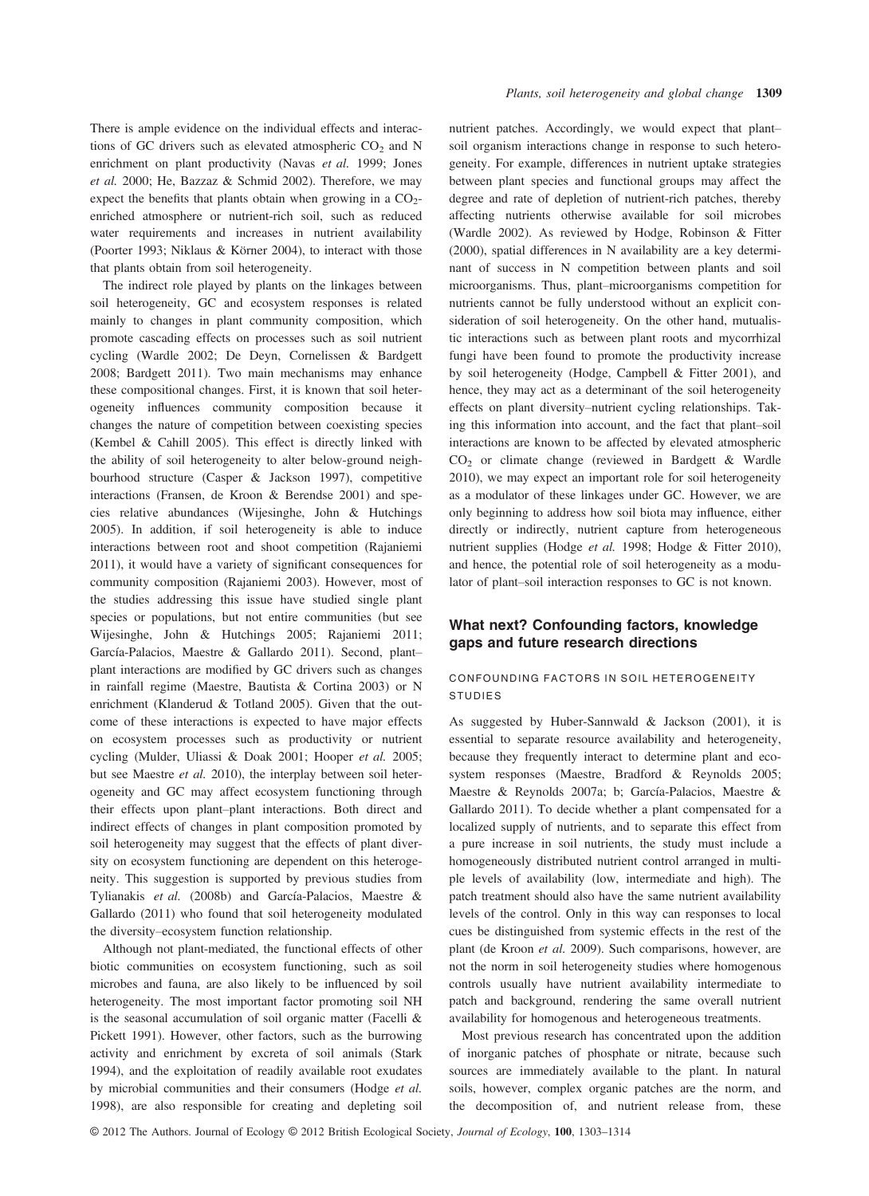There is ample evidence on the individual effects and interactions of GC drivers such as elevated atmospheric $CO_2$ and N enrichment on plant productivity (Navas *et al.* 1999; Jones *et al.* 2000; He, Bazzaz & Schmid 2002). Therefore, we may expect the benefits that plants obtain when growing in a $CO_2$-enriched atmosphere or nutrient-rich soil, such as reduced water requirements and increases in nutrient availability (Poorter 1993; Niklaus & Körner 2004), to interact with those that plants obtain from soil heterogeneity.

The indirect role played by plants on the linkages between soil heterogeneity, GC and ecosystem responses is related mainly to changes in plant community composition, which promote cascading effects on processes such as soil nutrient cycling (Wardle 2002; De Deyn, Cornelissen & Bardgett 2008; Bardgett 2011). Two main mechanisms may enhance these compositional changes. First, it is known that soil heterogeneity influences community composition because it changes the nature of competition between coexisting species (Kembel & Cahill 2005). This effect is directly linked with the ability of soil heterogeneity to alter below-ground neighbourhood structure (Casper & Jackson 1997), competitive interactions (Fransen, de Kroon & Berendse 2001) and species relative abundances (Wijesinghe, John & Hutchings 2005). In addition, if soil heterogeneity is able to induce interactions between root and shoot competition (Rajaniemi 2011), it would have a variety of significant consequences for community composition (Rajaniemi 2003). However, most of the studies addressing this issue have studied single plant species or populations, but not entire communities (but see Wijesinghe, John & Hutchings 2005; Rajaniemi 2011; García-Palacios, Maestre & Gallardo 2011). Second, plant–plant interactions are modified by GC drivers such as changes in rainfall regime (Maestre, Bautista & Cortina 2003) or N enrichment (Klanderud & Totland 2005). Given that the outcome of these interactions is expected to have major effects on ecosystem processes such as productivity or nutrient cycling (Mulder, Uliassi & Doak 2001; Hooper *et al.* 2005; but see Maestre *et al.* 2010), the interplay between soil heterogeneity and GC may affect ecosystem functioning through their effects upon plant–plant interactions. Both direct and indirect effects of changes in plant composition promoted by soil heterogeneity may suggest that the effects of plant diversity on ecosystem functioning are dependent on this heterogeneity. This suggestion is supported by previous studies from Tylianakis *et al.* (2008b) and García-Palacios, Maestre & Gallardo (2011) who found that soil heterogeneity modulated the diversity–ecosystem function relationship.

Although not plant-mediated, the functional effects of other biotic communities on ecosystem functioning, such as soil microbes and fauna, are also likely to be influenced by soil heterogeneity. The most important factor promoting soil NH is the seasonal accumulation of soil organic matter (Facelli & Pickett 1991). However, other factors, such as the burrowing activity and enrichment by excreta of soil animals (Stark 1994), and the exploitation of readily available root exudates by microbial communities and their consumers (Hodge *et al.* 1998), are also responsible for creating and depleting soil nutrient patches. Accordingly, we would expect that plant–soil organism interactions change in response to such heterogeneity. For example, differences in nutrient uptake strategies between plant species and functional groups may affect the degree and rate of depletion of nutrient-rich patches, thereby affecting nutrients otherwise available for soil microbes (Wardle 2002). As reviewed by Hodge, Robinson & Fitter (2000), spatial differences in N availability are a key determinant of success in N competition between plants and soil microorganisms. Thus, plant–microorganisms competition for nutrients cannot be fully understood without an explicit consideration of soil heterogeneity. On the other hand, mutualistic interactions such as between plant roots and mycorrhizal fungi have been found to promote the productivity increase by soil heterogeneity (Hodge, Campbell & Fitter 2001), and hence, they may act as a determinant of the soil heterogeneity effects on plant diversity–nutrient cycling relationships. Taking this information into account, and the fact that plant–soil interactions are known to be affected by elevated atmospheric $CO_2$ or climate change (reviewed in Bardgett & Wardle 2010), we may expect an important role for soil heterogeneity as a modulator of these linkages under GC. However, we are only beginning to address how soil biota may influence, either directly or indirectly, nutrient capture from heterogeneous nutrient supplies (Hodge *et al.* 1998; Hodge & Fitter 2010), and hence, the potential role of soil heterogeneity as a modulator of plant–soil interaction responses to GC is not known.

## What next? Confounding factors, knowledge gaps and future research directions

### CONFOUNDING FACTORS IN SOIL HETEROGENEITY STUDIES

As suggested by Huber-Sannwald & Jackson (2001), it is essential to separate resource availability and heterogeneity, because they frequently interact to determine plant and ecosystem responses (Maestre, Bradford & Reynolds 2005; Maestre & Reynolds 2007a; b; García-Palacios, Maestre & Gallardo 2011). To decide whether a plant compensated for a localized supply of nutrients, and to separate this effect from a pure increase in soil nutrients, the study must include a homogeneously distributed nutrient control arranged in multiple levels of availability (low, intermediate and high). The patch treatment should also have the same nutrient availability levels of the control. Only in this way can responses to local cues be distinguished from systemic effects in the rest of the plant (de Kroon *et al.* 2009). Such comparisons, however, are not the norm in soil heterogeneity studies where homogenous controls usually have nutrient availability intermediate to patch and background, rendering the same overall nutrient availability for homogenous and heterogeneous treatments.

Most previous research has concentrated upon the addition of inorganic patches of phosphate or nitrate, because such sources are immediately available to the plant. In natural soils, however, complex organic patches are the norm, and the decomposition of, and nutrient release from, these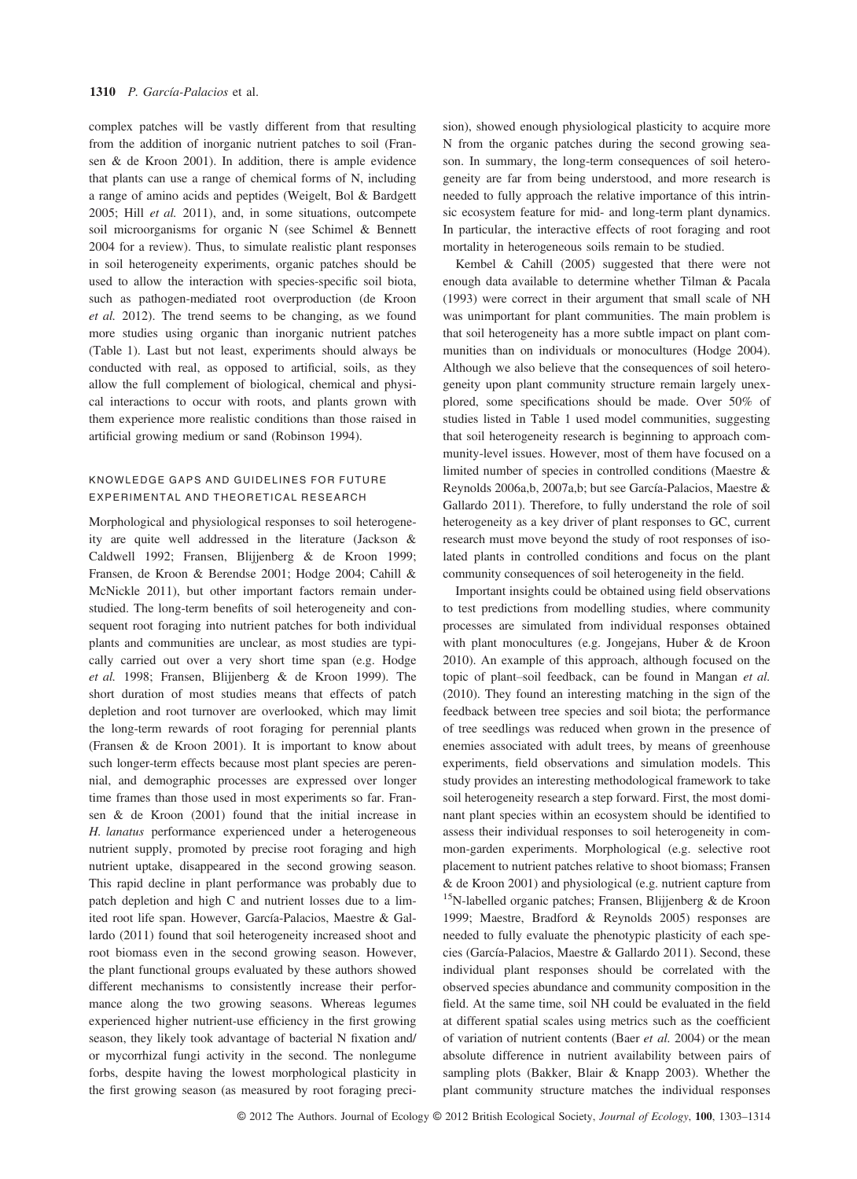complex patches will be vastly different from that resulting from the addition of inorganic nutrient patches to soil (Fransen & de Kroon 2001). In addition, there is ample evidence that plants can use a range of chemical forms of N, including a range of amino acids and peptides (Weigelt, Bol & Bardgett 2005; Hill *et al.* 2011), and, in some situations, outcompete soil microorganisms for organic N (see Schimel & Bennett 2004 for a review). Thus, to simulate realistic plant responses in soil heterogeneity experiments, organic patches should be used to allow the interaction with species-specific soil biota, such as pathogen-mediated root overproduction (de Kroon *et al.* 2012). The trend seems to be changing, as we found more studies using organic than inorganic nutrient patches (Table 1). Last but not least, experiments should always be conducted with real, as opposed to artificial, soils, as they allow the full complement of biological, chemical and physical interactions to occur with roots, and plants grown with them experience more realistic conditions than those raised in artificial growing medium or sand (Robinson 1994).

## KNOWLEDGE GAPS AND GUIDELINES FOR FUTURE EXPERIMENTAL AND THEORETICAL RESEARCH

Morphological and physiological responses to soil heterogeneity are quite well addressed in the literature (Jackson & Caldwell 1992; Fransen, Blijjenberg & de Kroon 1999; Fransen, de Kroon & Berendse 2001; Hodge 2004; Cahill & McNickle 2011), but other important factors remain understudied. The long-term benefits of soil heterogeneity and consequent root foraging into nutrient patches for both individual plants and communities are unclear, as most studies are typically carried out over a very short time span (e.g. Hodge *et al.* 1998; Fransen, Blijjenberg & de Kroon 1999). The short duration of most studies means that effects of patch depletion and root turnover are overlooked, which may limit the long-term rewards of root foraging for perennial plants (Fransen & de Kroon 2001). It is important to know about such longer-term effects because most plant species are perennial, and demographic processes are expressed over longer time frames than those used in most experiments so far. Fransen & de Kroon (2001) found that the initial increase in *H. lanatus* performance experienced under a heterogeneous nutrient supply, promoted by precise root foraging and high nutrient uptake, disappeared in the second growing season. This rapid decline in plant performance was probably due to patch depletion and high C and nutrient losses due to a limited root life span. However, García-Palacios, Maestre & Gallardo (2011) found that soil heterogeneity increased shoot and root biomass even in the second growing season. However, the plant functional groups evaluated by these authors showed different mechanisms to consistently increase their performance along the two growing seasons. Whereas legumes experienced higher nutrient-use efficiency in the first growing season, they likely took advantage of bacterial N fixation and/or mycorrhizal fungi activity in the second. The nonlegume forbs, despite having the lowest morphological plasticity in the first growing season (as measured by root foraging precision), showed enough physiological plasticity to acquire more N from the organic patches during the second growing season. In summary, the long-term consequences of soil heterogeneity are far from being understood, and more research is needed to fully approach the relative importance of this intrinsic ecosystem feature for mid- and long-term plant dynamics. In particular, the interactive effects of root foraging and root mortality in heterogeneous soils remain to be studied.

Kembel & Cahill (2005) suggested that there were not enough data available to determine whether Tilman & Pacala (1993) were correct in their argument that small scale of NH was unimportant for plant communities. The main problem is that soil heterogeneity has a more subtle impact on plant communities than on individuals or monocultures (Hodge 2004). Although we also believe that the consequences of soil heterogeneity upon plant community structure remain largely unexplored, some specifications should be made. Over 50% of studies listed in Table 1 used model communities, suggesting that soil heterogeneity research is beginning to approach community-level issues. However, most of them have focused on a limited number of species in controlled conditions (Maestre & Reynolds 2006a,b, 2007a,b; but see García-Palacios, Maestre & Gallardo 2011). Therefore, to fully understand the role of soil heterogeneity as a key driver of plant responses to GC, current research must move beyond the study of root responses of isolated plants in controlled conditions and focus on the plant community consequences of soil heterogeneity in the field.

Important insights could be obtained using field observations to test predictions from modelling studies, where community processes are simulated from individual responses obtained with plant monocultures (e.g. Jongejans, Huber & de Kroon 2010). An example of this approach, although focused on the topic of plant–soil feedback, can be found in Mangan *et al.* (2010). They found an interesting matching in the sign of the feedback between tree species and soil biota; the performance of tree seedlings was reduced when grown in the presence of enemies associated with adult trees, by means of greenhouse experiments, field observations and simulation models. This study provides an interesting methodological framework to take soil heterogeneity research a step forward. First, the most dominant plant species within an ecosystem should be identified to assess their individual responses to soil heterogeneity in common-garden experiments. Morphological (e.g. selective root placement to nutrient patches relative to shoot biomass; Fransen & de Kroon 2001) and physiological (e.g. nutrient capture from $^{15}$N-labelled organic patches; Fransen, Blijjenberg & de Kroon 1999; Maestre, Bradford & Reynolds 2005) responses are needed to fully evaluate the phenotypic plasticity of each species (García-Palacios, Maestre & Gallardo 2011). Second, these individual plant responses should be correlated with the observed species abundance and community composition in the field. At the same time, soil NH could be evaluated in the field at different spatial scales using metrics such as the coefficient of variation of nutrient contents (Baer *et al.* 2004) or the mean absolute difference in nutrient availability between pairs of sampling plots (Bakker, Blair & Knapp 2003). Whether the plant community structure matches the individual responses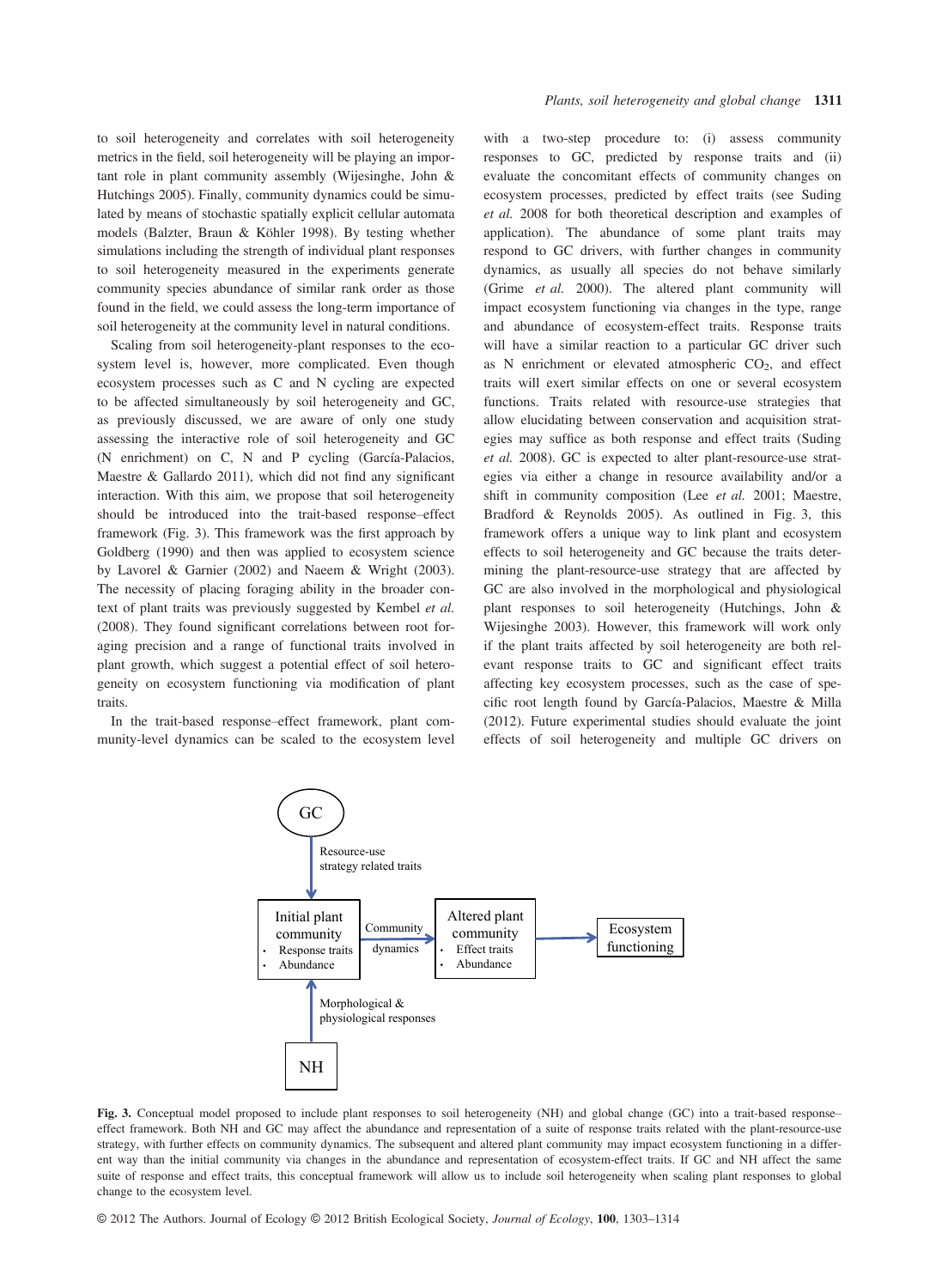to soil heterogeneity and correlates with soil heterogeneity metrics in the field, soil heterogeneity will be playing an important role in plant community assembly (Wijesinghe, John & Hutchings 2005). Finally, community dynamics could be simulated by means of stochastic spatially explicit cellular automata models (Balzter, Braun & Köhler 1998). By testing whether simulations including the strength of individual plant responses to soil heterogeneity measured in the experiments generate community species abundance of similar rank order as those found in the field, we could assess the long-term importance of soil heterogeneity at the community level in natural conditions.

Scaling from soil heterogeneity-plant responses to the ecosystem level is, however, more complicated. Even though ecosystem processes such as C and N cycling are expected to be affected simultaneously by soil heterogeneity and GC, as previously discussed, we are aware of only one study assessing the interactive role of soil heterogeneity and GC (N enrichment) on C, N and P cycling (García-Palacios, Maestre & Gallardo 2011), which did not find any significant interaction. With this aim, we propose that soil heterogeneity should be introduced into the trait-based response–effect framework (Fig. 3). This framework was the first approach by Goldberg (1990) and then was applied to ecosystem science by Lavorel & Garnier (2002) and Naeem & Wright (2003). The necessity of placing foraging ability in the broader context of plant traits was previously suggested by Kembel *et al.* (2008). They found significant correlations between root foraging precision and a range of functional traits involved in plant growth, which suggest a potential effect of soil heterogeneity on ecosystem functioning via modification of plant traits.

In the trait-based response–effect framework, plant community-level dynamics can be scaled to the ecosystem level with a two-step procedure to: (i) assess community responses to GC, predicted by response traits and (ii) evaluate the concomitant effects of community changes on ecosystem processes, predicted by effect traits (see Suding *et al.* 2008 for both theoretical description and examples of application). The abundance of some plant traits may respond to GC drivers, with further changes in community dynamics, as usually all species do not behave similarly (Grime *et al.* 2000). The altered plant community will impact ecosystem functioning via changes in the type, range and abundance of ecosystem-effect traits. Response traits will have a similar reaction to a particular GC driver such as N enrichment or elevated atmospheric $CO_2$, and effect traits will exert similar effects on one or several ecosystem functions. Traits related with resource-use strategies that allow elucidating between conservation and acquisition strategies may suffice as both response and effect traits (Suding *et al.* 2008). GC is expected to alter plant-resource-use strategies via either a change in resource availability and/or a shift in community composition (Lee *et al.* 2001; Maestre, Bradford & Reynolds 2005). As outlined in Fig. 3, this framework offers a unique way to link plant and ecosystem effects to soil heterogeneity and GC because the traits determining the plant-resource-use strategy that are affected by GC are also involved in the morphological and physiological plant responses to soil heterogeneity (Hutchings, John & Wijesinghe 2003). However, this framework will work only if the plant traits affected by soil heterogeneity are both relevant response traits to GC and significant effect traits affecting key ecosystem processes, such as the case of specific root length found by García-Palacios, Maestre & Milla (2012). Future experimental studies should evaluate the joint effects of soil heterogeneity and multiple GC drivers on

**Fig. 3.** Conceptual model proposed to include plant responses to soil heterogeneity (NH) and global change (GC) into a trait-based response–effect framework. Both NH and GC may affect the abundance and representation of a suite of response traits related with the plant-resource-use strategy, with further effects on community dynamics. The subsequent and altered plant community may impact ecosystem functioning in a different way than the initial community via changes in the abundance and representation of ecosystem-effect traits. If GC and NH affect the same suite of response and effect traits, this conceptual framework will allow us to include soil heterogeneity when scaling plant responses to global change to the ecosystem level.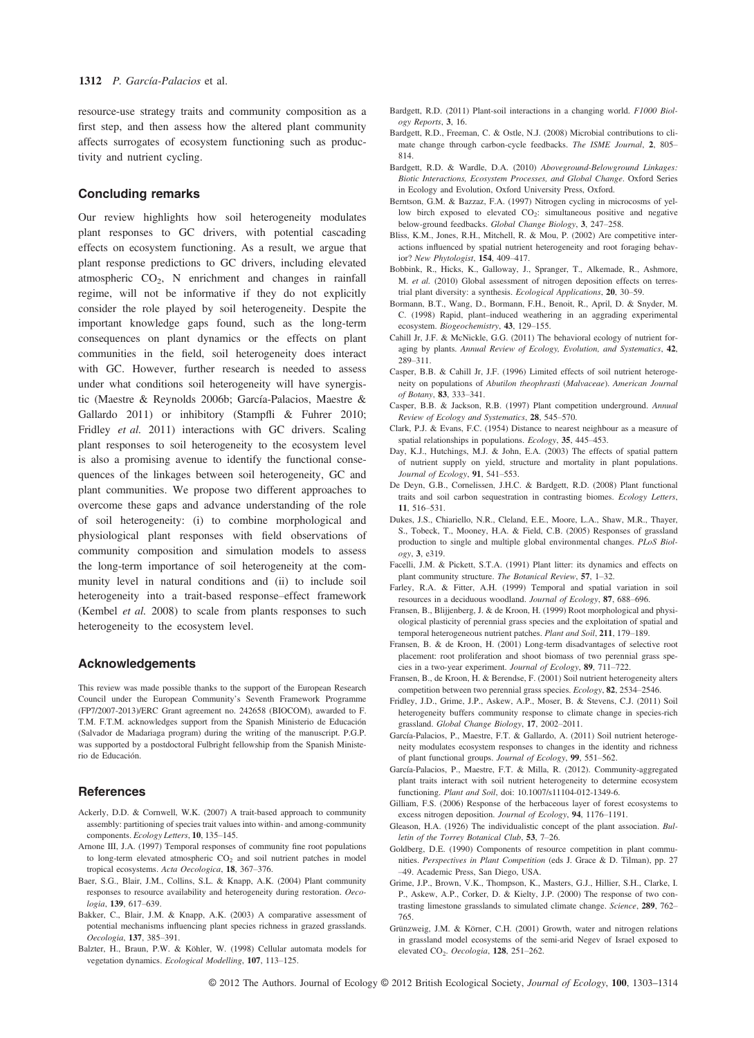resource-use strategy traits and community composition as a first step, and then assess how the altered plant community affects surrogates of ecosystem functioning such as productivity and nutrient cycling.

## Concluding remarks

Our review highlights how soil heterogeneity modulates plant responses to GC drivers, with potential cascading effects on ecosystem functioning. As a result, we argue that plant response predictions to GC drivers, including elevated atmospheric $CO_2$, N enrichment and changes in rainfall regime, will not be informative if they do not explicitly consider the role played by soil heterogeneity. Despite the important knowledge gaps found, such as the long-term consequences on plant dynamics or the effects on plant communities in the field, soil heterogeneity does interact with GC. However, further research is needed to assess under what conditions soil heterogeneity will have synergistic (Maestre & Reynolds 2006b; García-Palacios, Maestre & Gallardo 2011) or inhibitory (Stampfli & Fuhrer 2010; Fridley *et al.* 2011) interactions with GC drivers. Scaling plant responses to soil heterogeneity to the ecosystem level is also a promising avenue to identify the functional consequences of the linkages between soil heterogeneity, GC and plant communities. We propose two different approaches to overcome these gaps and advance understanding of the role of soil heterogeneity: (i) to combine morphological and physiological plant responses with field observations of community composition and simulation models to assess the long-term importance of soil heterogeneity at the community level in natural conditions and (ii) to include soil heterogeneity into a trait-based response–effect framework (Kembel *et al.* 2008) to scale from plants responses to such heterogeneity to the ecosystem level.

## Acknowledgements

This review was made possible thanks to the support of the European Research Council under the European Community's Seventh Framework Programme (FP7/2007-2013)/ERC Grant agreement no. 242658 (BIOCOM), awarded to F. T.M. F.T.M. acknowledges support from the Spanish Ministerio de Educación (Salvador de Madariaga program) during the writing of the manuscript. P.G.P. was supported by a postdoctoral Fulbright fellowship from the Spanish Ministerio de Educación.

## References

Ackerly, D.D. & Cornwell, W.K. (2007) A trait-based approach to community assembly: partitioning of species trait values into within- and among-community components. *Ecology Letters*, **10**, 135–145.

Arnone III, J.A. (1997) Temporal responses of community fine root populations to long-term elevated atmospheric $CO_2$ and soil nutrient patches in model tropical ecosystems. *Acta Oecologica*, **18**, 367–376.

Baer, S.G., Blair, J.M., Collins, S.L. & Knapp, A.K. (2004) Plant community responses to resource availability and heterogeneity during restoration. *Oecologia*, **139**, 617–639.

Bakker, C., Blair, J.M. & Knapp, A.K. (2003) A comparative assessment of potential mechanisms influencing plant species richness in grazed grasslands. *Oecologia*, **137**, 385–391.

Balzter, H., Braun, P.W. & Köhler, W. (1998) Cellular automata models for vegetation dynamics. *Ecological Modelling*, **107**, 113–125.

Bardgett, R.D. (2011) Plant-soil interactions in a changing world. *F1000 Biology Reports*, **3**, 16.

Bardgett, R.D., Freeman, C. & Ostle, N.J. (2008) Microbial contributions to climate change through carbon-cycle feedbacks. *The ISME Journal*, **2**, 805–814.

Bardgett, R.D. & Wardle, D.A. (2010) *Aboveground-Belowground Linkages: Biotic Interactions, Ecosystem Processes, and Global Change*. Oxford Series in Ecology and Evolution, Oxford University Press, Oxford.

Berntson, G.M. & Bazzaz, F.A. (1997) Nitrogen cycling in microcosms of yellow birch exposed to elevated $CO_2$: simultaneous positive and negative below-ground feedbacks. *Global Change Biology*, **3**, 247–258.

Bliss, K.M., Jones, R.H., Mitchell, R. & Mou, P. (2002) Are competitive interactions influenced by spatial nutrient heterogeneity and root foraging behavior? *New Phytologist*, **154**, 409–417.

Bobbink, R., Hicks, K., Galloway, J., Spranger, T., Alkemade, R., Ashmore, M. *et al.* (2010) Global assessment of nitrogen deposition effects on terrestrial plant diversity: a synthesis. *Ecological Applications*, **20**, 30–59.

Bormann, B.T., Wang, D., Bormann, F.H., Benoit, R., April, D. & Snyder, M. C. (1998) Rapid, plant–induced weathering in an aggrading experimental ecosystem. *Biogeochemistry*, **43**, 129–155.

Cahill Jr, J.F. & McNickle, G.G. (2011) The behavioral ecology of nutrient foraging by plants. *Annual Review of Ecology, Evolution, and Systematics*, **42**, 289–311.

Casper, B.B. & Cahill Jr, J.F. (1996) Limited effects of soil nutrient heterogeneity on populations of *Abutilon theophrasti* (*Malvaceae*). *American Journal of Botany*, **83**, 333–341.

Casper, B.B. & Jackson, R.B. (1997) Plant competition underground. *Annual Review of Ecology and Systematics*, **28**, 545–570.

Clark, P.J. & Evans, F.C. (1954) Distance to nearest neighbour as a measure of spatial relationships in populations. *Ecology*, **35**, 445–453.

Day, K.J., Hutchings, M.J. & John, E.A. (2003) The effects of spatial pattern of nutrient supply on yield, structure and mortality in plant populations. *Journal of Ecology*, **91**, 541–553.

De Deyn, G.B., Cornelissen, J.H.C. & Bardgett, R.D. (2008) Plant functional traits and soil carbon sequestration in contrasting biomes. *Ecology Letters*, **11**, 516–531.

Dukes, J.S., Chiariello, N.R., Cleland, E.E., Moore, L.A., Shaw, M.R., Thayer, S., Tobeck, T., Mooney, H.A. & Field, C.B. (2005) Responses of grassland production to single and multiple global environmental changes. *PLoS Biology*, **3**, e319.

Facelli, J.M. & Pickett, S.T.A. (1991) Plant litter: its dynamics and effects on plant community structure. *The Botanical Review*, **57**, 1–32.

Farley, R.A. & Fitter, A.H. (1999) Temporal and spatial variation in soil resources in a deciduous woodland. *Journal of Ecology*, **87**, 688–696.

Fransen, B., Blijjenberg, J. & de Kroon, H. (1999) Root morphological and physiological plasticity of perennial grass species and the exploitation of spatial and temporal heterogeneous nutrient patches. *Plant and Soil*, **211**, 179–189.

Fransen, B. & de Kroon, H. (2001) Long-term disadvantages of selective root placement: root proliferation and shoot biomass of two perennial grass species in a two-year experiment. *Journal of Ecology*, **89**, 711–722.

Fransen, B., de Kroon, H. & Berendse, F. (2001) Soil nutrient heterogeneity alters competition between two perennial grass species. *Ecology*, **82**, 2534–2546.

Fridley, J.D., Grime, J.P., Askew, A.P., Moser, B. & Stevens, C.J. (2011) Soil heterogeneity buffers community response to climate change in species-rich grassland. *Global Change Biology*, **17**, 2002–2011.

García-Palacios, P., Maestre, F.T. & Gallardo, A. (2011) Soil nutrient heterogeneity modulates ecosystem responses to changes in the identity and richness of plant functional groups. *Journal of Ecology*, **99**, 551–562.

García-Palacios, P., Maestre, F.T. & Milla, R. (2012). Community-aggregated plant traits interact with soil nutrient heterogeneity to determine ecosystem functioning. *Plant and Soil*, doi: 10.1007/s11104-012-1349-6.

Gilliam, F.S. (2006) Response of the herbaceous layer of forest ecosystems to excess nitrogen deposition. *Journal of Ecology*, **94**, 1176–1191.

Gleason, H.A. (1926) The individualistic concept of the plant association. *Bulletin of the Torrey Botanical Club*, **53**, 7–26.

Goldberg, D.E. (1990) Components of resource competition in plant communities. *Perspectives in Plant Competition* (eds J. Grace & D. Tilman), pp. 27–49. Academic Press, San Diego, USA.

Grime, J.P., Brown, V.K., Thompson, K., Masters, G.J., Hillier, S.H., Clarke, I. P., Askew, A.P., Corker, D. & Kielty, J.P. (2000) The response of two contrasting limestone grasslands to simulated climate change. *Science*, **289**, 762–765.

Grünzweig, J.M. & Körner, C.H. (2001) Growth, water and nitrogen relations in grassland model ecosystems of the semi-arid Negev of Israel exposed to elevated $CO_2$. *Oecologia*, **128**, 251–262.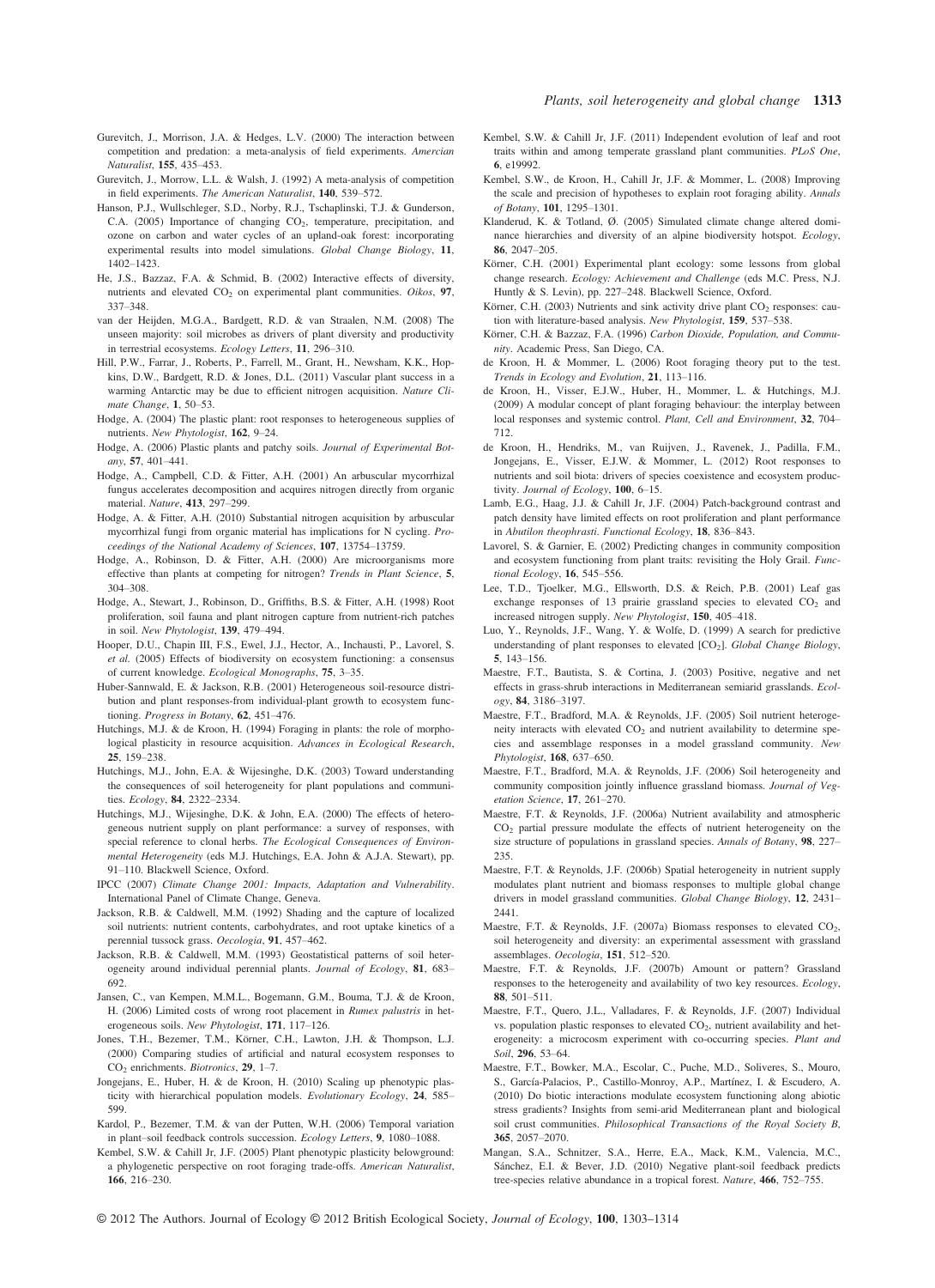Gurevitch, J., Morrison, J.A. & Hedges, L.V. (2000) The interaction between competition and predation: a meta-analysis of field experiments. *Amercian Naturalist*, **155**, 435–453.

Gurevitch, J., Morrow, L.L. & Walsh, J. (1992) A meta-analysis of competition in field experiments. *The American Naturalist*, **140**, 539–572.

Hanson, P.J., Wullschleger, S.D., Norby, R.J., Tschaplinski, T.J. & Gunderson, C.A. (2005) Importance of changing $CO_2$, temperature, precipitation, and ozone on carbon and water cycles of an upland-oak forest: incorporating experimental results into model simulations. *Global Change Biology*, **11**, 1402–1423.

He, J.S., Bazzaz, F.A. & Schmid, B. (2002) Interactive effects of diversity, nutrients and elevated $CO_2$ on experimental plant communities. *Oikos*, **97**, 337–348.

van der Heijden, M.G.A., Bardgett, R.D. & van Straalen, N.M. (2008) The unseen majority: soil microbes as drivers of plant diversity and productivity in terrestrial ecosystems. *Ecology Letters*, **11**, 296–310.

Hill, P.W., Farrar, J., Roberts, P., Farrell, M., Grant, H., Newsham, K.K., Hopkins, D.W., Bardgett, R.D. & Jones, D.L. (2011) Vascular plant success in a warming Antarctic may be due to efficient nitrogen acquisition. *Nature Climate Change*, **1**, 50–53.

Hodge, A. (2004) The plastic plant: root responses to heterogeneous supplies of nutrients. *New Phytologist*, **162**, 9–24.

Hodge, A. (2006) Plastic plants and patchy soils. *Journal of Experimental Botany*, **57**, 401–441.

Hodge, A., Campbell, C.D. & Fitter, A.H. (2001) An arbuscular mycorrhizal fungus accelerates decomposition and acquires nitrogen directly from organic material. *Nature*, **413**, 297–299.

Hodge, A. & Fitter, A.H. (2010) Substantial nitrogen acquisition by arbuscular mycorrhizal fungi from organic material has implications for N cycling. *Proceedings of the National Academy of Sciences*, **107**, 13754–13759.

Hodge, A., Robinson, D. & Fitter, A.H. (2000) Are microorganisms more effective than plants at competing for nitrogen? *Trends in Plant Science*, **5**, 304–308.

Hodge, A., Stewart, J., Robinson, D., Griffiths, B.S. & Fitter, A.H. (1998) Root proliferation, soil fauna and plant nitrogen capture from nutrient-rich patches in soil. *New Phytologist*, **139**, 479–494.

Hooper, D.U., Chapin III, F.S., Ewel, J.J., Hector, A., Inchausti, P., Lavorel, S. *et al.* (2005) Effects of biodiversity on ecosystem functioning: a consensus of current knowledge. *Ecological Monographs*, **75**, 3–35.

Huber-Sannwald, E. & Jackson, R.B. (2001) Heterogeneous soil-resource distribution and plant responses-from individual-plant growth to ecosystem functioning. *Progress in Botany*, **62**, 451–476.

Hutchings, M.J. & de Kroon, H. (1994) Foraging in plants: the role of morphological plasticity in resource acquisition. *Advances in Ecological Research*, **25**, 159–238.

Hutchings, M.J., John, E.A. & Wijesinghe, D.K. (2003) Toward understanding the consequences of soil heterogeneity for plant populations and communities. *Ecology*, **84**, 2322–2334.

Hutchings, M.J., Wijesinghe, D.K. & John, E.A. (2000) The effects of heterogeneous nutrient supply on plant performance: a survey of responses, with special reference to clonal herbs. *The Ecological Consequences of Environmental Heterogeneity* (eds M.J. Hutchings, E.A. John & A.J.A. Stewart), pp. 91–110. Blackwell Science, Oxford.

IPCC (2007) *Climate Change 2001: Impacts, Adaptation and Vulnerability*. International Panel of Climate Change, Geneva.

Jackson, R.B. & Caldwell, M.M. (1992) Shading and the capture of localized soil nutrients: nutrient contents, carbohydrates, and root uptake kinetics of a perennial tussock grass. *Oecologia*, **91**, 457–462.

Jackson, R.B. & Caldwell, M.M. (1993) Geostatistical patterns of soil heterogeneity around individual perennial plants. *Journal of Ecology*, **81**, 683–692.

Jansen, C., van Kempen, M.M.L., Bogemann, G.M., Bouma, T.J. & de Kroon, H. (2006) Limited costs of wrong root placement in *Rumex palustris* in heterogeneous soils. *New Phytologist*, **171**, 117–126.

Jones, T.H., Bezemer, T.M., Körner, C.H., Lawton, J.H. & Thompson, L.J. (2000) Comparing studies of artificial and natural ecosystem responses to $CO_2$ enrichments. *Biotronics*, **29**, 1–7.

Jongejans, E., Huber, H. & de Kroon, H. (2010) Scaling up phenotypic plasticity with hierarchical population models. *Evolutionary Ecology*, **24**, 585–599.

Kardol, P., Bezemer, T.M. & van der Putten, W.H. (2006) Temporal variation in plant–soil feedback controls succession. *Ecology Letters*, **9**, 1080–1088.

Kembel, S.W. & Cahill Jr, J.F. (2005) Plant phenotypic plasticity belowground: a phylogenetic perspective on root foraging trade-offs. *American Naturalist*, **166**, 216–230.

Kembel, S.W. & Cahill Jr, J.F. (2011) Independent evolution of leaf and root traits within and among temperate grassland plant communities. *PLoS One*, **6**, e19992.

Kembel, S.W., de Kroon, H., Cahill Jr, J.F. & Mommer, L. (2008) Improving the scale and precision of hypotheses to explain root foraging ability. *Annals of Botany*, **101**, 1295–1301.

Klanderud, K. & Totland, Ø. (2005) Simulated climate change altered dominance hierarchies and diversity of an alpine biodiversity hotspot. *Ecology*, **86**, 2047–205.

Körner, C.H. (2001) Experimental plant ecology: some lessons from global change research. *Ecology: Achievement and Challenge* (eds M.C. Press, N.J. Huntly & S. Levin), pp. 227–248. Blackwell Science, Oxford.

Körner, C.H. (2003) Nutrients and sink activity drive plant $CO_2$ responses: caution with literature-based analysis. *New Phytologist*, **159**, 537–538.

Körner, C.H. & Bazzaz, F.A. (1996) *Carbon Dioxide, Population, and Community*. Academic Press, San Diego, CA.

de Kroon, H. & Mommer, L. (2006) Root foraging theory put to the test. *Trends in Ecology and Evolution*, **21**, 113–116.

de Kroon, H., Visser, E.J.W., Huber, H., Mommer, L. & Hutchings, M.J. (2009) A modular concept of plant foraging behaviour: the interplay between local responses and systemic control. *Plant, Cell and Environment*, **32**, 704–712.

de Kroon, H., Hendriks, M., van Ruijven, J., Ravenek, J., Padilla, F.M., Jongejans, E., Visser, E.J.W. & Mommer, L. (2012) Root responses to nutrients and soil biota: drivers of species coexistence and ecosystem productivity. *Journal of Ecology*, **100**, 6–15.

Lamb, E.G., Haag, J.J. & Cahill Jr, J.F. (2004) Patch-background contrast and patch density have limited effects on root proliferation and plant performance in *Abutilon theophrasti*. *Functional Ecology*, **18**, 836–843.

Lavorel, S. & Garnier, E. (2002) Predicting changes in community composition and ecosystem functioning from plant traits: revisiting the Holy Grail. *Functional Ecology*, **16**, 545–556.

Lee, T.D., Tjoelker, M.G., Ellsworth, D.S. & Reich, P.B. (2001) Leaf gas exchange responses of 13 prairie grassland species to elevated $CO_2$ and increased nitrogen supply. *New Phytologist*, **150**, 405–418.

Luo, Y., Reynolds, J.F., Wang, Y. & Wolfe, D. (1999) A search for predictive understanding of plant responses to elevated [$CO_2$]. *Global Change Biology*, **5**, 143–156.

Maestre, F.T., Bautista, S. & Cortina, J. (2003) Positive, negative and net effects in grass-shrub interactions in Mediterranean semiarid grasslands. *Ecology*, **84**, 3186–3197.

Maestre, F.T., Bradford, M.A. & Reynolds, J.F. (2005) Soil nutrient heterogeneity interacts with elevated $CO_2$ and nutrient availability to determine species and assemblage responses in a model grassland community. *New Phytologist*, **168**, 637–650.

Maestre, F.T., Bradford, M.A. & Reynolds, J.F. (2006) Soil heterogeneity and community composition jointly influence grassland biomass. *Journal of Vegetation Science*, **17**, 261–270.

Maestre, F.T. & Reynolds, J.F. (2006a) Nutrient availability and atmospheric $CO_2$ partial pressure modulate the effects of nutrient heterogeneity on the size structure of populations in grassland species. *Annals of Botany*, **98**, 227–235.

Maestre, F.T. & Reynolds, J.F. (2006b) Spatial heterogeneity in nutrient supply modulates plant nutrient and biomass responses to multiple global change drivers in model grassland communities. *Global Change Biology*, **12**, 2431–2441.

Maestre, F.T. & Reynolds, J.F. (2007a) Biomass responses to elevated $CO_2$, soil heterogeneity and diversity: an experimental assessment with grassland assemblages. *Oecologia*, **151**, 512–520.

Maestre, F.T. & Reynolds, J.F. (2007b) Amount or pattern? Grassland responses to the heterogeneity and availability of two key resources. *Ecology*, **88**, 501–511.

Maestre, F.T., Quero, J.L., Valladares, F. & Reynolds, J.F. (2007) Individual vs. population plastic responses to elevated $CO_2$, nutrient availability and heterogeneity: a microcosm experiment with co-occurring species. *Plant and Soil*, **296**, 53–64.

Maestre, F.T., Bowker, M.A., Escolar, C., Puche, M.D., Soliveres, S., Mouro, S., García-Palacios, P., Castillo-Monroy, A.P., Martínez, I. & Escudero, A. (2010) Do biotic interactions modulate ecosystem functioning along abiotic stress gradients? Insights from semi-arid Mediterranean plant and biological soil crust communities. *Philosophical Transactions of the Royal Society B*, **365**, 2057–2070.

Mangan, S.A., Schnitzer, S.A., Herre, E.A., Mack, K.M., Valencia, M.C., Sánchez, E.I. & Bever, J.D. (2010) Negative plant-soil feedback predicts tree-species relative abundance in a tropical forest. *Nature*, **466**, 752–755.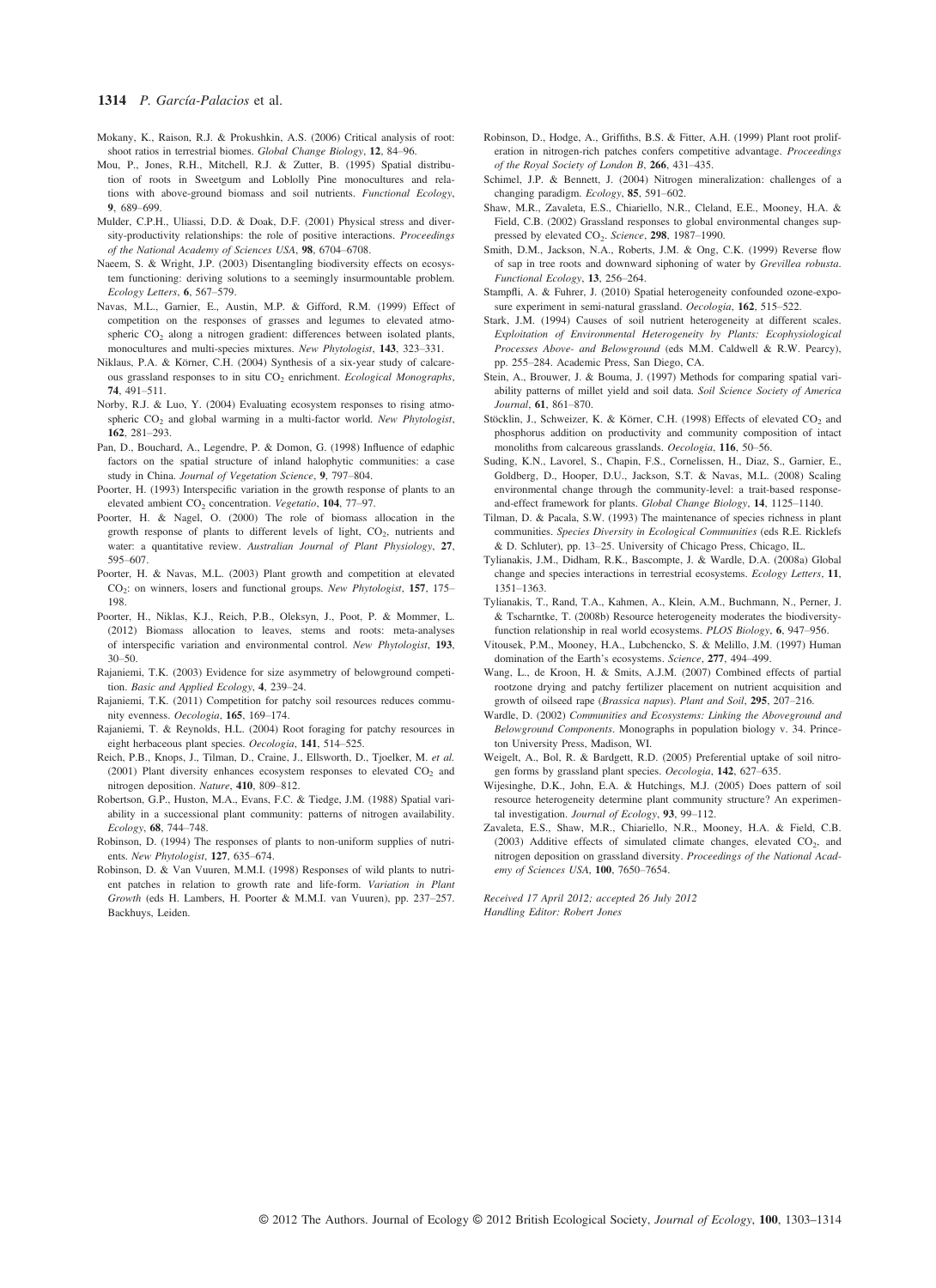Mokany, K., Raison, R.J. & Prokushkin, A.S. (2006) Critical analysis of root: shoot ratios in terrestrial biomes. *Global Change Biology*, **12**, 84–96.

Mou, P., Jones, R.H., Mitchell, R.J. & Zutter, B. (1995) Spatial distribution of roots in Sweetgum and Loblolly Pine monocultures and relations with above-ground biomass and soil nutrients. *Functional Ecology*, **9**, 689–699.

Mulder, C.P.H., Uliassi, D.D. & Doak, D.F. (2001) Physical stress and diversity-productivity relationships: the role of positive interactions. *Proceedings of the National Academy of Sciences USA*, **98**, 6704–6708.

Naeem, S. & Wright, J.P. (2003) Disentangling biodiversity effects on ecosystem functioning: deriving solutions to a seemingly insurmountable problem. *Ecology Letters*, **6**, 567–579.

Navas, M.L., Garnier, E., Austin, M.P. & Gifford, R.M. (1999) Effect of competition on the responses of grasses and legumes to elevated atmospheric $CO_2$ along a nitrogen gradient: differences between isolated plants, monocultures and multi-species mixtures. *New Phytologist*, **143**, 323–331.

Niklaus, P.A. & Körner, C.H. (2004) Synthesis of a six-year study of calcareous grassland responses to in situ $CO_2$ enrichment. *Ecological Monographs*, **74**, 491–511.

Norby, R.J. & Luo, Y. (2004) Evaluating ecosystem responses to rising atmospheric $CO_2$ and global warming in a multi-factor world. *New Phytologist*, **162**, 281–293.

Pan, D., Bouchard, A., Legendre, P. & Domon, G. (1998) Influence of edaphic factors on the spatial structure of inland halophytic communities: a case study in China. *Journal of Vegetation Science*, **9**, 797–804.

Poorter, H. (1993) Interspecific variation in the growth response of plants to an elevated ambient $CO_2$ concentration. *Vegetatio*, **104**, 77–97.

Poorter, H. & Nagel, O. (2000) The role of biomass allocation in the growth response of plants to different levels of light, $CO_2$, nutrients and water: a quantitative review. *Australian Journal of Plant Physiology*, **27**, 595–607.

Poorter, H. & Navas, M.L. (2003) Plant growth and competition at elevated $CO_2$: on winners, losers and functional groups. *New Phytologist*, **157**, 175–198.

Poorter, H., Niklas, K.J., Reich, P.B., Oleksyn, J., Poot, P. & Mommer, L. (2012) Biomass allocation to leaves, stems and roots: meta-analyses of interspecific variation and environmental control. *New Phytologist*, **193**, 30–50.

Rajaniemi, T.K. (2003) Evidence for size asymmetry of belowground competition. *Basic and Applied Ecology*, **4**, 239–24.

Rajaniemi, T.K. (2011) Competition for patchy soil resources reduces community evenness. *Oecologia*, **165**, 169–174.

Rajaniemi, T. & Reynolds, H.L. (2004) Root foraging for patchy resources in eight herbaceous plant species. *Oecologia*, **141**, 514–525.

Reich, P.B., Knops, J., Tilman, D., Craine, J., Ellsworth, D., Tjoelker, M. *et al.* (2001) Plant diversity enhances ecosystem responses to elevated $CO_2$ and nitrogen deposition. *Nature*, **410**, 809–812.

Robertson, G.P., Huston, M.A., Evans, F.C. & Tiedge, J.M. (1988) Spatial variability in a successional plant community: patterns of nitrogen availability. *Ecology*, **68**, 744–748.

Robinson, D. (1994) The responses of plants to non-uniform supplies of nutrients. *New Phytologist*, **127**, 635–674.

Robinson, D. & Van Vuuren, M.M.I. (1998) Responses of wild plants to nutrient patches in relation to growth rate and life-form. *Variation in Plant Growth* (eds H. Lambers, H. Poorter & M.M.I. van Vuuren), pp. 237–257. Backhuys, Leiden.

Robinson, D., Hodge, A., Griffiths, B.S. & Fitter, A.H. (1999) Plant root proliferation in nitrogen-rich patches confers competitive advantage. *Proceedings of the Royal Society of London B*, **266**, 431–435.

Schimel, J.P. & Bennett, J. (2004) Nitrogen mineralization: challenges of a changing paradigm. *Ecology*, **85**, 591–602.

Shaw, M.R., Zavaleta, E.S., Chiariello, N.R., Cleland, E.E., Mooney, H.A. & Field, C.B. (2002) Grassland responses to global environmental changes suppressed by elevated $CO_2$. *Science*, **298**, 1987–1990.

Smith, D.M., Jackson, N.A., Roberts, J.M. & Ong, C.K. (1999) Reverse flow of sap in tree roots and downward siphoning of water by *Grevillea robusta*. *Functional Ecology*, **13**, 256–264.

Stampfli, A. & Fuhrer, J. (2010) Spatial heterogeneity confounded ozone-exposure experiment in semi-natural grassland. *Oecologia*, **162**, 515–522.

Stark, J.M. (1994) Causes of soil nutrient heterogeneity at different scales. *Exploitation of Environmental Heterogeneity by Plants: Ecophysiological Processes Above- and Belowground* (eds M.M. Caldwell & R.W. Pearcy), pp. 255–284. Academic Press, San Diego, CA.

Stein, A., Brouwer, J. & Bouma, J. (1997) Methods for comparing spatial variability patterns of millet yield and soil data. *Soil Science Society of America Journal*, **61**, 861–870.

Stöcklin, J., Schweizer, K. & Körner, C.H. (1998) Effects of elevated $CO_2$ and phosphorus addition on productivity and community composition of intact monoliths from calcareous grasslands. *Oecologia*, **116**, 50–56.

Suding, K.N., Lavorel, S., Chapin, F.S., Cornelissen, H., Diaz, S., Garnier, E., Goldberg, D., Hooper, D.U., Jackson, S.T. & Navas, M.L. (2008) Scaling environmental change through the community-level: a trait-based response-and-effect framework for plants. *Global Change Biology*, **14**, 1125–1140.

Tilman, D. & Pacala, S.W. (1993) The maintenance of species richness in plant communities. *Species Diversity in Ecological Communities* (eds R.E. Ricklefs & D. Schluter), pp. 13–25. University of Chicago Press, Chicago, IL.

Tylianakis, J.M., Didham, R.K., Bascompte, J. & Wardle, D.A. (2008a) Global change and species interactions in terrestrial ecosystems. *Ecology Letters*, **11**, 1351–1363.

Tylianakis, T., Rand, T.A., Kahmen, A., Klein, A.M., Buchmann, N., Perner, J. & Tscharntke, T. (2008b) Resource heterogeneity moderates the biodiversity-function relationship in real world ecosystems. *PLOS Biology*, **6**, 947–956.

Vitousek, P.M., Mooney, H.A., Lubchencko, S. & Melillo, J.M. (1997) Human domination of the Earth's ecosystems. *Science*, **277**, 494–499.

Wang, L., de Kroon, H. & Smits, A.J.M. (2007) Combined effects of partial rootzone drying and patchy fertilizer placement on nutrient acquisition and growth of oilseed rape (*Brassica napus*). *Plant and Soil*, **295**, 207–216.

Wardle, D. (2002) *Communities and Ecosystems: Linking the Aboveground and Belowground Components*. Monographs in population biology v. 34. Princeton University Press, Madison, WI.

Weigelt, A., Bol, R. & Bardgett, R.D. (2005) Preferential uptake of soil nitrogen forms by grassland plant species. *Oecologia*, **142**, 627–635.

Wijesinghe, D.K., John, E.A. & Hutchings, M.J. (2005) Does pattern of soil resource heterogeneity determine plant community structure? An experimental investigation. *Journal of Ecology*, **93**, 99–112.

Zavaleta, E.S., Shaw, M.R., Chiariello, N.R., Mooney, H.A. & Field, C.B. (2003) Additive effects of simulated climate changes, elevated $CO_2$, and nitrogen deposition on grassland diversity. *Proceedings of the National Academy of Sciences USA*, **100**, 7650–7654.

*Received 17 April 2012; accepted 26 July 2012*
*Handling Editor: Robert Jones*